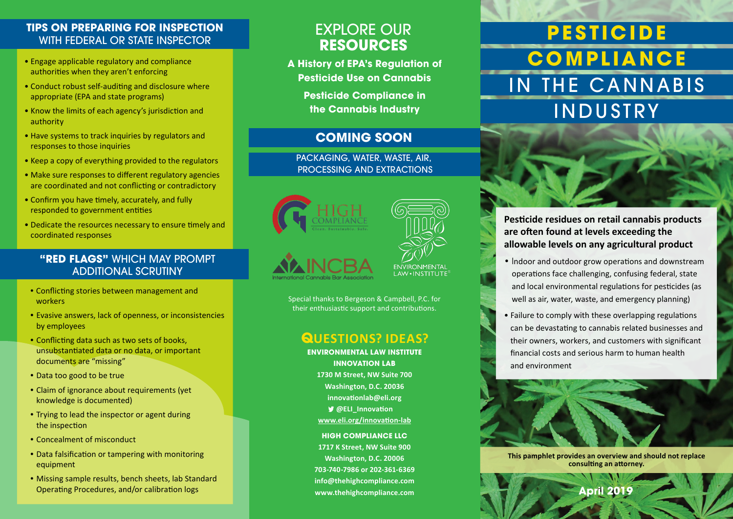# PESTICIDE COMPLIANCE IN THE CANNABIS INDUSTRY

**Pesticide residues on retail cannabis products are often found at levels exceeding the allowable levels on any agricultural product**

- Indoor and outdoor grow operations and downstream operations face challenging, confusing federal, state and local environmental regulations for pesticides (as well as air, water, waste, and emergency planning)
- Failure to comply with these overlapping regulations can be devastating to cannabis related businesses and their owners, workers, and customers with significant financial costs and serious harm to human health and environment

**This pamphlet provides an overview and should not replace consulting an attorney.**

**April 2019**

## TIPS ON PREPARING FOR INSPECTION WITH FEDERAL OR STATE INSPECTOR

- Engage applicable regulatory and compliance authorities when they aren't enforcing
- Conduct robust self-auditing and disclosure where appropriate (EPA and state programs)
- Know the limits of each agency's jurisdiction and authority
- Have systems to track inquiries by regulators and responses to those inquiries
- Keep a copy of everything provided to the regulators
- Make sure responses to different regulatory agencies are coordinated and not conflicting or contradictory
- Confirm you have timely, accurately, and fully responded to government entities
- Dedicate the resources necessary to ensure timely and coordinated responses

## "RED FLAGS" WHICH MAY PROMPT ADDITIONAL SCRUTINY

- Conflicting stories between management and workers
- Evasive answers, lack of openness, or inconsistencies by employees
- Conflicting data such as two sets of books, unsubstantiated data or no data, or important documents are "missing"
- Data too good to be true
- Claim of ignorance about requirements (yet knowledge is documented)
- Trying to lead the inspector or agent during the inspection
- Concealment of misconduct
- Data falsification or tampering with monitoring equipment
- Missing sample results, bench sheets, lab Standard Operating Procedures, and/or calibration logs

## EXPLORE OUR RESOURCES

**A History of EPA's Regulation of Pesticide Use on Cannabis**

**Pesticide Compliance in the Cannabis Industry**

## COMING SOON

PACKAGING, WATER, WASTE, AIR, PROCESSING AND EXTRACTIONS

HIGH COMPLIANCE — Clean. Sustainable. Safe.

INCBA — International Cannabis Bar Association

ENVIRONMENTAL LAW • INSTITUTE®

Special thanks to Bergeson & Campbell, P.C. for their enthusiastic support and contributions.

## QUESTIONS? IDEAS?

**ENVIRONMENTAL LAW INSTITUTE INNOVATION LAB**
**1730 M Street, NW Suite 700**
**Washington, D.C. 20036**
**innovationlab@eli.org**
**@ELI_Innovation**
**www.eli.org/innovation-lab**

**HIGH COMPLIANCE LLC**
**1717 K Street, NW Suite 900**
**Washington, D.C. 20006**
**703-740-7986 or 202-361-6369**
**info@thehighcompliance.com**
**www.thehighcompliance.com**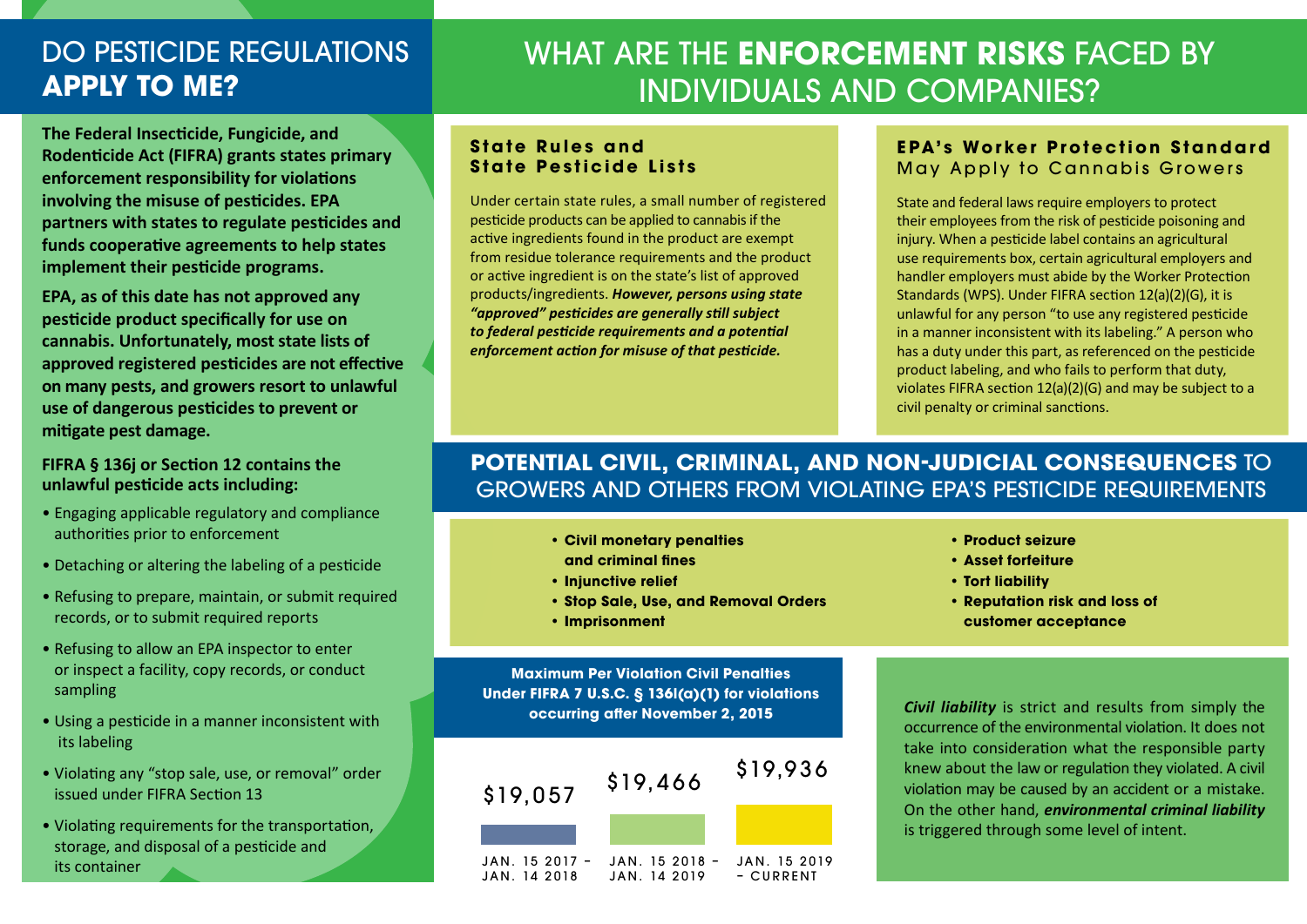## DO PESTICIDE REGULATIONS **APPLY TO ME?**

**The Federal Insecticide, Fungicide, and Rodenticide Act (FIFRA) grants states primary enforcement responsibility for violations involving the misuse of pesticides. EPA partners with states to regulate pesticides and funds cooperative agreements to help states implement their pesticide programs.**

**EPA, as of this date has not approved any pesticide product specifically for use on cannabis. Unfortunately, most state lists of approved registered pesticides are not effective on many pests, and growers resort to unlawful use of dangerous pesticides to prevent or mitigate pest damage.**

**FIFRA § 136j or Section 12 contains the unlawful pesticide acts including:**

- Engaging applicable regulatory and compliance authorities prior to enforcement
- Detaching or altering the labeling of a pesticide
- Refusing to prepare, maintain, or submit required records, or to submit required reports
- Refusing to allow an EPA inspector to enter or inspect a facility, copy records, or conduct sampling
- Using a pesticide in a manner inconsistent with its labeling
- Violating any "stop sale, use, or removal" order issued under FIFRA Section 13
- Violating requirements for the transportation, storage, and disposal of a pesticide and its container

## WHAT ARE THE **ENFORCEMENT RISKS** FACED BY INDIVIDUALS AND COMPANIES?

### State Rules and State Pesticide Lists

Under certain state rules, a small number of registered pesticide products can be applied to cannabis if the active ingredients found in the product are exempt from residue tolerance requirements and the product or active ingredient is on the state's list of approved products/ingredients. ***However, persons using state "approved" pesticides are generally still subject to federal pesticide requirements and a potential enforcement action for misuse of that pesticide.***

### EPA's Worker Protection Standard May Apply to Cannabis Growers

State and federal laws require employers to protect their employees from the risk of pesticide poisoning and injury. When a pesticide label contains an agricultural use requirements box, certain agricultural employers and handler employers must abide by the Worker Protection Standards (WPS). Under FIFRA section 12(a)(2)(G), it is unlawful for any person "to use any registered pesticide in a manner inconsistent with its labeling." A person who has a duty under this part, as referenced on the pesticide product labeling, and who fails to perform that duty, violates FIFRA section 12(a)(2)(G) and may be subject to a civil penalty or criminal sanctions.

## **POTENTIAL CIVIL, CRIMINAL, AND NON-JUDICIAL CONSEQUENCES** TO GROWERS AND OTHERS FROM VIOLATING EPA'S PESTICIDE REQUIREMENTS

- **Civil monetary penalties and criminal fines**
- **Injunctive relief**
- **Stop Sale, Use, and Removal Orders**
- **Imprisonment**
- **Product seizure**
- **Asset forfeiture**
- **Tort liability**
- **Reputation risk and loss of customer acceptance**

**Maximum Per Violation Civil Penalties Under FIFRA 7 U.S.C. § 136l(a)(1) for violations occurring after November 2, 2015**

$19,057
JAN. 15 2017 – JAN. 14 2018

$19,466
JAN. 15 2018 – JAN. 14 2019

$19,936
JAN. 15 2019 – CURRENT

***Civil liability*** is strict and results from simply the occurrence of the environmental violation. It does not take into consideration what the responsible party knew about the law or regulation they violated. A civil violation may be caused by an accident or a mistake. On the other hand, ***environmental criminal liability*** is triggered through some level of intent.